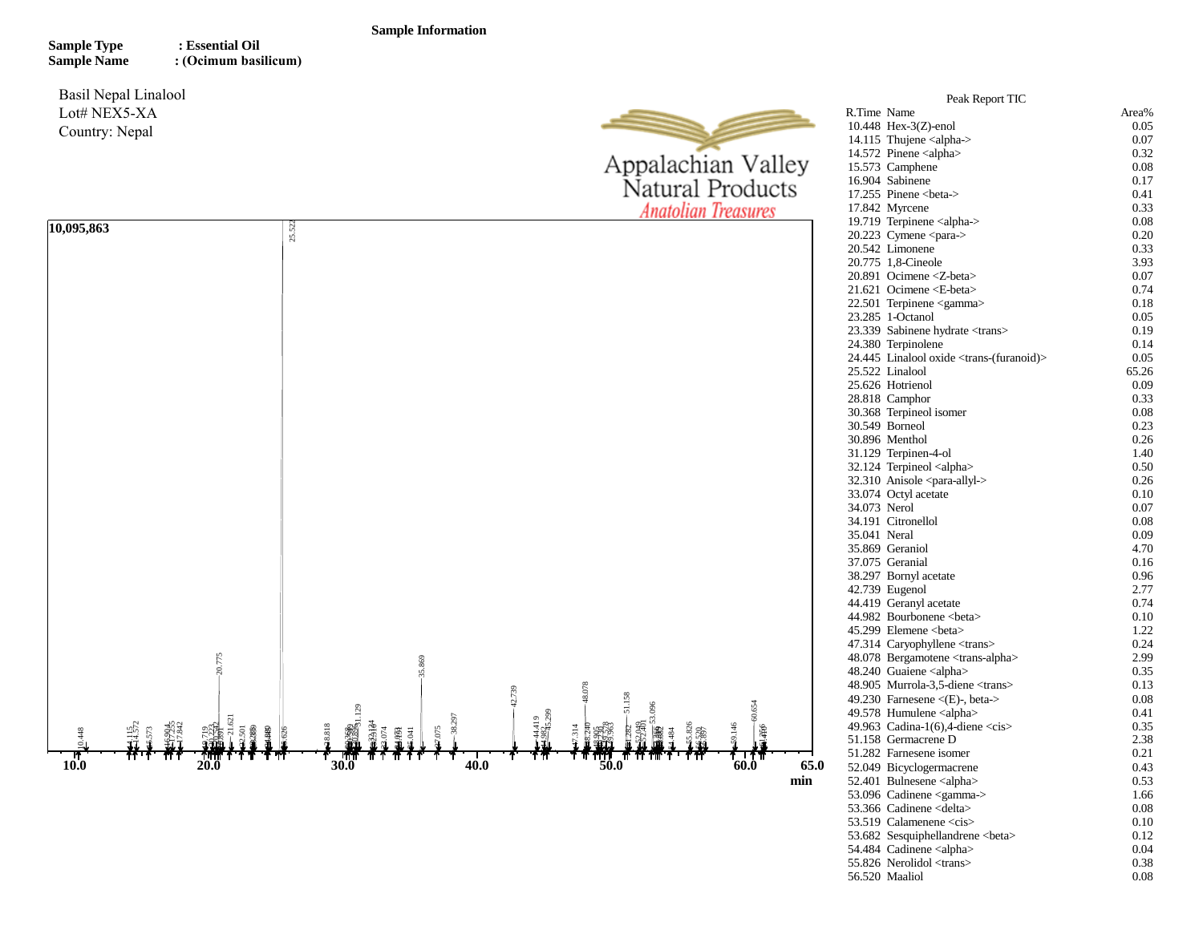**Sample Information**

**Sample Type** : **Essential Oil**
**Sample Name** : **(Ocimum basilicum)**

Basil Nepal Linalool
Lot# NEX5-XA
Country: Nepal

Appalachian Valley Natural Products
*Anatolian Treasures*

Peak Report TIC

| R.Time | Name | Area% |
|---|---|---|
| 10.448 | Hex-3(Z)-enol | 0.05 |
| 14.115 | Thujene <alpha-> | 0.07 |
| 14.572 | Pinene <alpha> | 0.32 |
| 15.573 | Camphene | 0.08 |
| 16.904 | Sabinene | 0.17 |
| 17.255 | Pinene <beta-> | 0.41 |
| 17.842 | Myrcene | 0.33 |
| 19.719 | Terpinene <alpha-> | 0.08 |
| 20.223 | Cymene <para-> | 0.20 |
| 20.542 | Limonene | 0.33 |
| 20.775 | 1,8-Cineole | 3.93 |
| 20.891 | Ocimene <Z-beta> | 0.07 |
| 21.621 | Ocimene <E-beta> | 0.74 |
| 22.501 | Terpinene <gamma> | 0.18 |
| 23.285 | 1-Octanol | 0.05 |
| 23.339 | Sabinene hydrate <trans> | 0.19 |
| 24.380 | Terpinolene | 0.14 |
| 24.445 | Linalool oxide <trans-(furanoid)> | 0.05 |
| 25.522 | Linalool | 65.26 |
| 25.626 | Hotrienol | 0.09 |
| 28.818 | Camphor | 0.33 |
| 30.368 | Terpineol isomer | 0.08 |
| 30.549 | Borneol | 0.23 |
| 30.896 | Menthol | 0.26 |
| 31.129 | Terpinen-4-ol | 1.40 |
| 32.124 | Terpineol <alpha> | 0.50 |
| 32.310 | Anisole <para-allyl-> | 0.26 |
| 33.074 | Octyl acetate | 0.10 |
| 34.073 | Nerol | 0.07 |
| 34.191 | Citronellol | 0.08 |
| 35.041 | Neral | 0.09 |
| 35.869 | Geraniol | 4.70 |
| 37.075 | Geranial | 0.16 |
| 38.297 | Bornyl acetate | 0.96 |
| 42.739 | Eugenol | 2.77 |
| 44.419 | Geranyl acetate | 0.74 |
| 44.982 | Bourbonene <beta> | 0.10 |
| 45.299 | Elemene <beta> | 1.22 |
| 47.314 | Caryophyllene <trans> | 0.24 |
| 48.078 | Bergamotene <trans-alpha> | 2.99 |
| 48.240 | Guaiene <alpha> | 0.35 |
| 48.905 | Murrola-3,5-diene <trans> | 0.13 |
| 49.230 | Farnesene <(E)-, beta-> | 0.08 |
| 49.578 | Humulene <alpha> | 0.41 |
| 49.963 | Cadina-1(6),4-diene <cis> | 0.35 |
| 51.158 | Germacrene D | 2.38 |
| 51.282 | Farnesene isomer | 0.21 |
| 52.049 | Bicyclogermacrene | 0.43 |
| 52.401 | Bulnesene <alpha> | 0.53 |
| 53.096 | Cadinene <gamma-> | 1.66 |
| 53.366 | Cadinene <delta> | 0.08 |
| 53.519 | Calamenene <cis> | 0.10 |
| 53.682 | Sesquiphellandrene <beta> | 0.12 |
| 54.484 | Cadinene <alpha> | 0.04 |
| 55.826 | Nerolidol <trans> | 0.38 |
| 56.520 | Maaliol | 0.08 |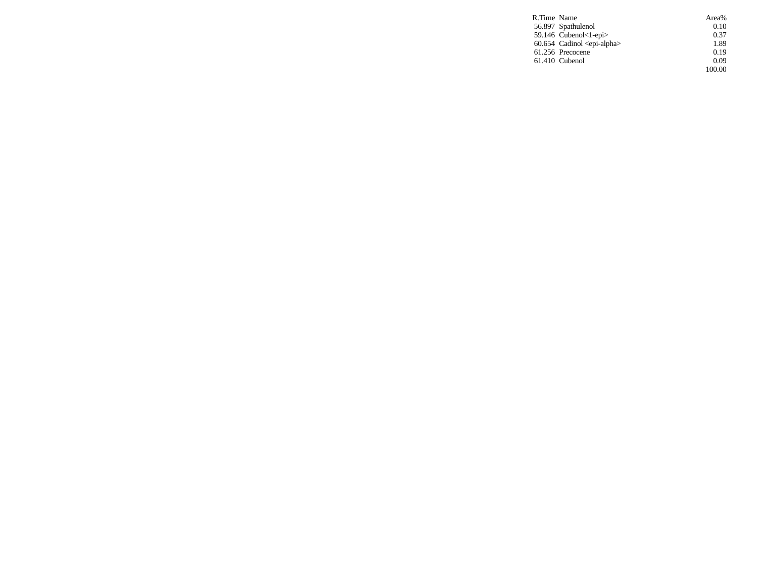| R.Time | Name | Area% |
|---|---|---|
| 56.897 | Spathulenol | 0.10 |
| 59.146 | Cubenol<1-epi> | 0.37 |
| 60.654 | Cadinol <epi-alpha> | 1.89 |
| 61.256 | Precocene | 0.19 |
| 61.410 | Cubenol | 0.09 |
| | | 100.00 |